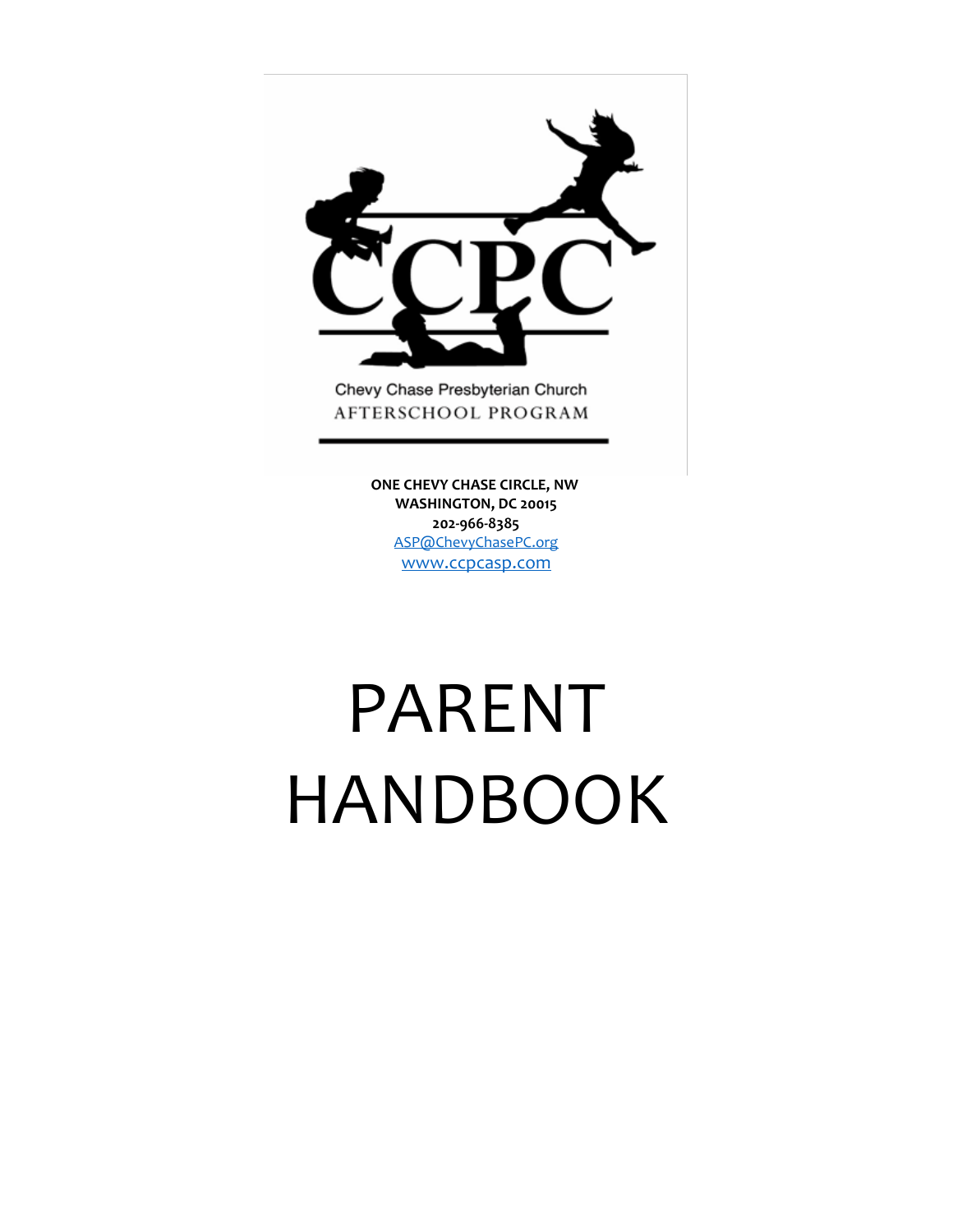CCPC

Chevy Chase Presbyterian Church
AFTERSCHOOL PROGRAM

**ONE CHEVY CHASE CIRCLE, NW**
**WASHINGTON, DC 20015**
**202-966-8385**
ASP@ChevyChasePC.org
www.ccpcasp.com

# PARENT HANDBOOK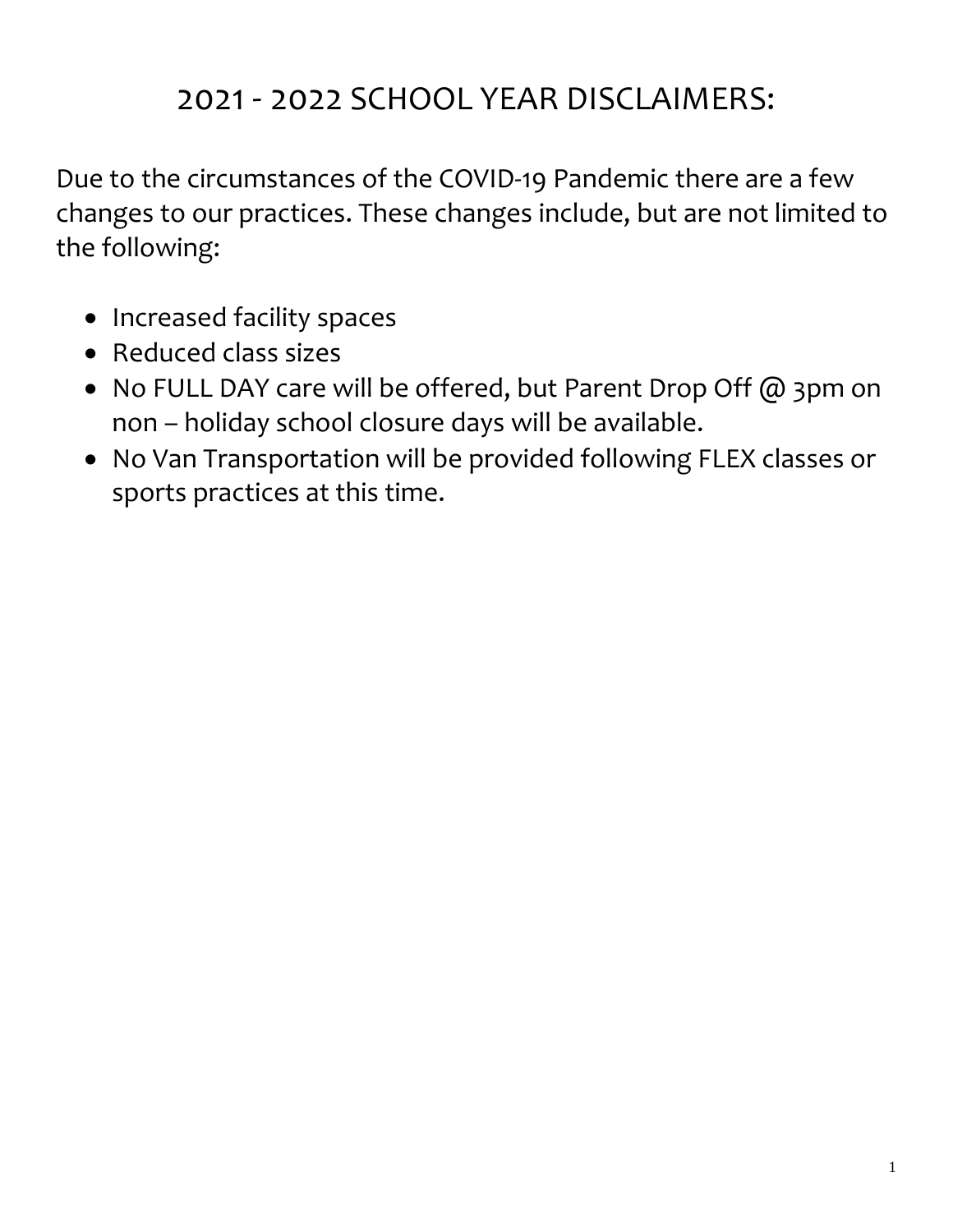# 2021 - 2022 SCHOOL YEAR DISCLAIMERS:

Due to the circumstances of the COVID-19 Pandemic there are a few changes to our practices. These changes include, but are not limited to the following:

- Increased facility spaces
- Reduced class sizes
- No FULL DAY care will be offered, but Parent Drop Off @ 3pm on non – holiday school closure days will be available.
- No Van Transportation will be provided following FLEX classes or sports practices at this time.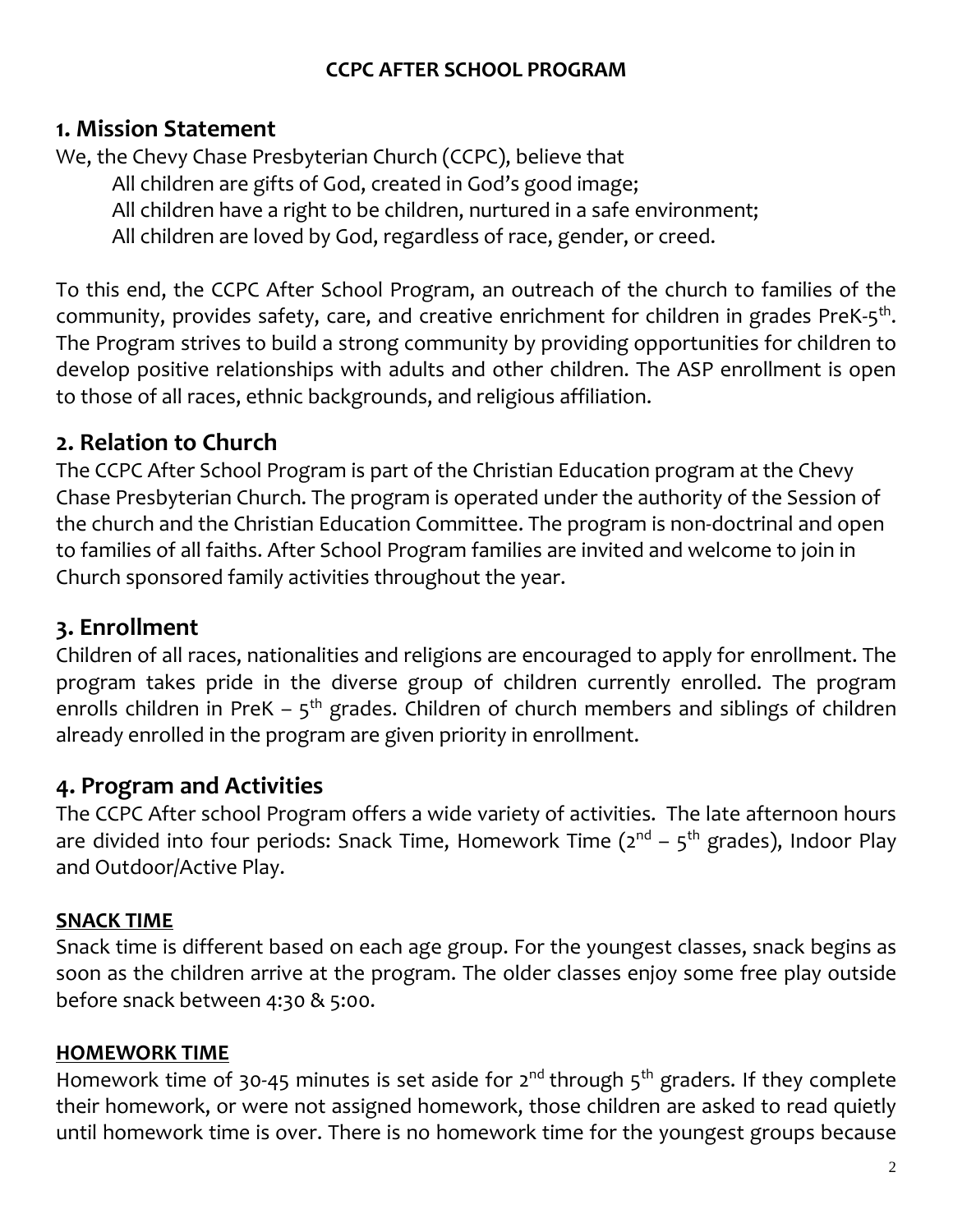**CCPC AFTER SCHOOL PROGRAM**

## 1. Mission Statement

We, the Chevy Chase Presbyterian Church (CCPC), believe that

All children are gifts of God, created in God's good image;
All children have a right to be children, nurtured in a safe environment;
All children are loved by God, regardless of race, gender, or creed.

To this end, the CCPC After School Program, an outreach of the church to families of the community, provides safety, care, and creative enrichment for children in grades PreK-5th. The Program strives to build a strong community by providing opportunities for children to develop positive relationships with adults and other children. The ASP enrollment is open to those of all races, ethnic backgrounds, and religious affiliation.

## 2. Relation to Church

The CCPC After School Program is part of the Christian Education program at the Chevy Chase Presbyterian Church. The program is operated under the authority of the Session of the church and the Christian Education Committee. The program is non-doctrinal and open to families of all faiths. After School Program families are invited and welcome to join in Church sponsored family activities throughout the year.

## 3. Enrollment

Children of all races, nationalities and religions are encouraged to apply for enrollment. The program takes pride in the diverse group of children currently enrolled. The program enrolls children in PreK – 5th grades. Children of church members and siblings of children already enrolled in the program are given priority in enrollment.

## 4. Program and Activities

The CCPC After school Program offers a wide variety of activities. The late afternoon hours are divided into four periods: Snack Time, Homework Time (2nd – 5th grades), Indoor Play and Outdoor/Active Play.

### SNACK TIME

Snack time is different based on each age group. For the youngest classes, snack begins as soon as the children arrive at the program. The older classes enjoy some free play outside before snack between 4:30 & 5:00.

### HOMEWORK TIME

Homework time of 30-45 minutes is set aside for 2nd through 5th graders. If they complete their homework, or were not assigned homework, those children are asked to read quietly until homework time is over. There is no homework time for the youngest groups because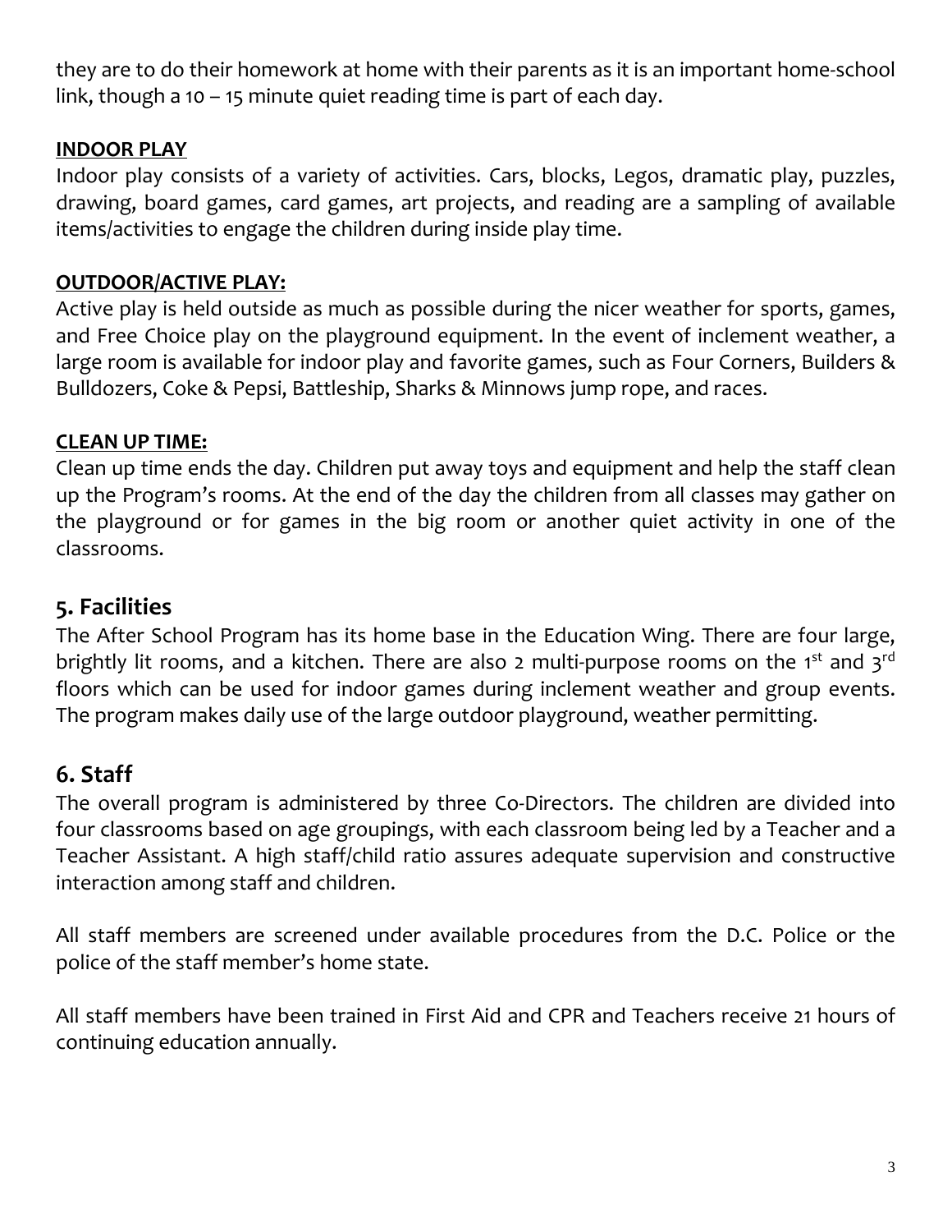they are to do their homework at home with their parents as it is an important home-school link, though a 10 – 15 minute quiet reading time is part of each day.

**INDOOR PLAY**

Indoor play consists of a variety of activities. Cars, blocks, Legos, dramatic play, puzzles, drawing, board games, card games, art projects, and reading are a sampling of available items/activities to engage the children during inside play time.

**OUTDOOR/ACTIVE PLAY:**

Active play is held outside as much as possible during the nicer weather for sports, games, and Free Choice play on the playground equipment. In the event of inclement weather, a large room is available for indoor play and favorite games, such as Four Corners, Builders & Bulldozers, Coke & Pepsi, Battleship, Sharks & Minnows jump rope, and races.

**CLEAN UP TIME:**

Clean up time ends the day. Children put away toys and equipment and help the staff clean up the Program's rooms. At the end of the day the children from all classes may gather on the playground or for games in the big room or another quiet activity in one of the classrooms.

## 5. Facilities

The After School Program has its home base in the Education Wing. There are four large, brightly lit rooms, and a kitchen. There are also 2 multi-purpose rooms on the 1st and 3rd floors which can be used for indoor games during inclement weather and group events. The program makes daily use of the large outdoor playground, weather permitting.

## 6. Staff

The overall program is administered by three Co-Directors. The children are divided into four classrooms based on age groupings, with each classroom being led by a Teacher and a Teacher Assistant. A high staff/child ratio assures adequate supervision and constructive interaction among staff and children.

All staff members are screened under available procedures from the D.C. Police or the police of the staff member's home state.

All staff members have been trained in First Aid and CPR and Teachers receive 21 hours of continuing education annually.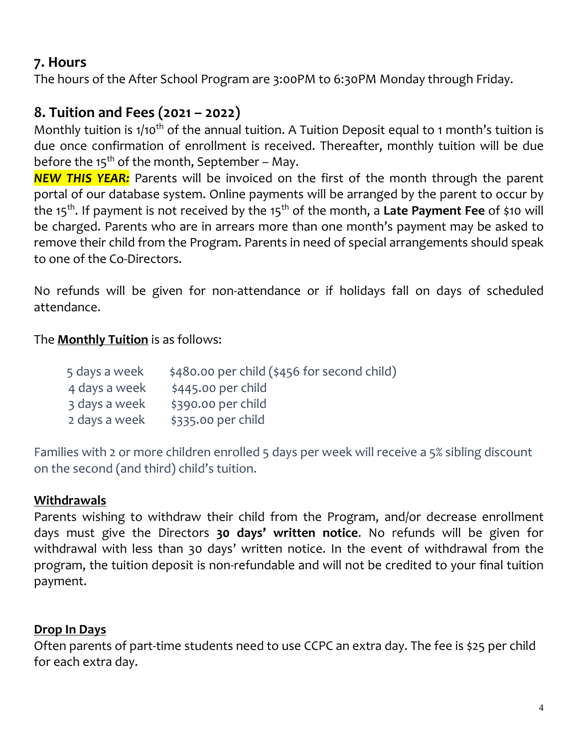## 7. Hours

The hours of the After School Program are 3:00PM to 6:30PM Monday through Friday.

## 8. Tuition and Fees (2021 – 2022)

Monthly tuition is 1/10th of the annual tuition. A Tuition Deposit equal to 1 month's tuition is due once confirmation of enrollment is received. Thereafter, monthly tuition will be due before the 15th of the month, September – May.

***NEW THIS YEAR:*** Parents will be invoiced on the first of the month through the parent portal of our database system. Online payments will be arranged by the parent to occur by the 15th. If payment is not received by the 15th of the month, a **Late Payment Fee** of $10 will be charged. Parents who are in arrears more than one month's payment may be asked to remove their child from the Program. Parents in need of special arrangements should speak to one of the Co-Directors.

No refunds will be given for non-attendance or if holidays fall on days of scheduled attendance.

The **Monthly Tuition** is as follows:

| | |
|---|---|
| 5 days a week | $480.00 per child ($456 for second child) |
| 4 days a week | $445.00 per child |
| 3 days a week | $390.00 per child |
| 2 days a week | $335.00 per child |

Families with 2 or more children enrolled 5 days per week will receive a 5% sibling discount on the second (and third) child's tuition.

**Withdrawals**

Parents wishing to withdraw their child from the Program, and/or decrease enrollment days must give the Directors **30 days' written notice**. No refunds will be given for withdrawal with less than 30 days' written notice. In the event of withdrawal from the program, the tuition deposit is non-refundable and will not be credited to your final tuition payment.

**Drop In Days**

Often parents of part-time students need to use CCPC an extra day. The fee is $25 per child for each extra day.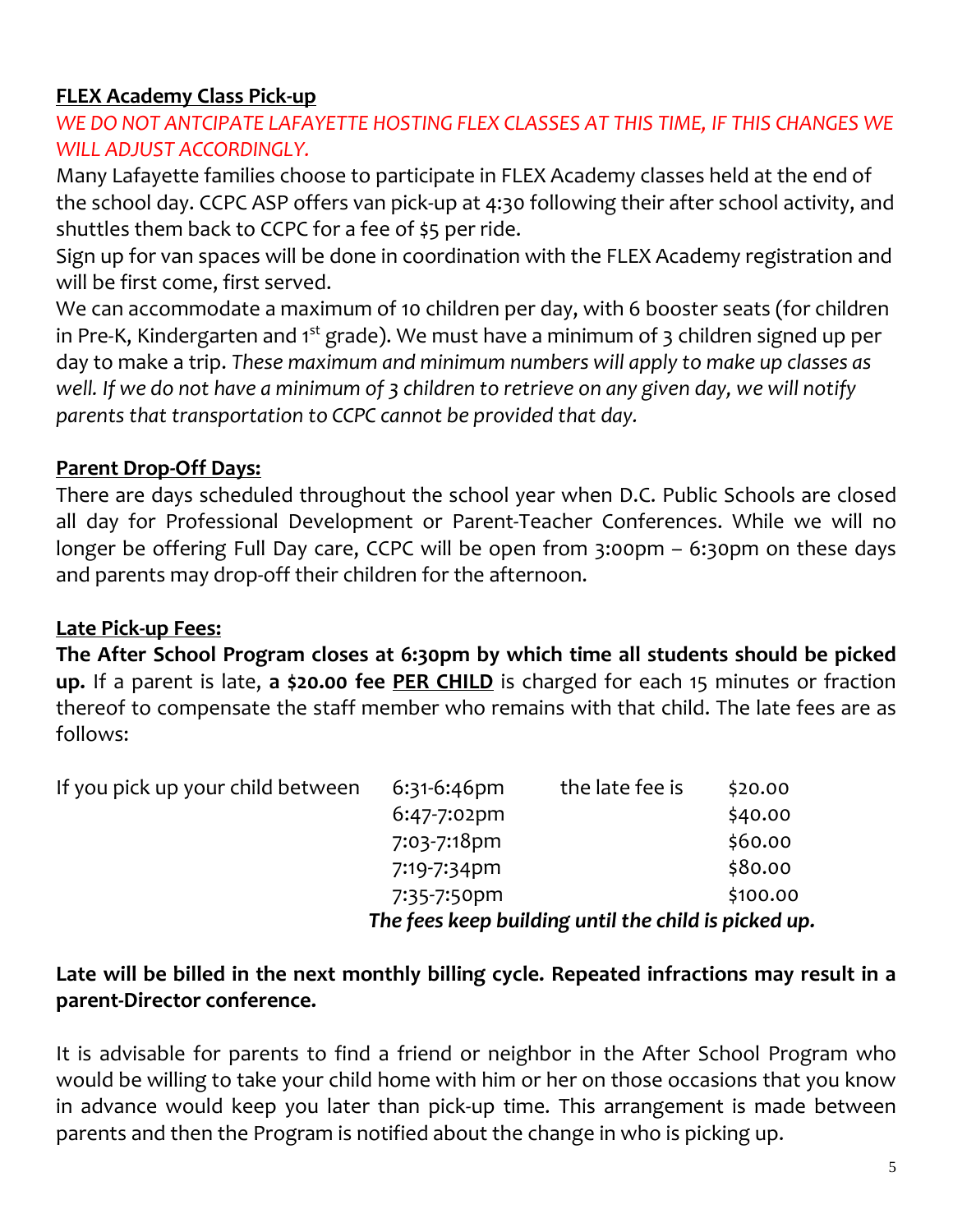**FLEX Academy Class Pick-up**

*WE DO NOT ANTCIPATE LAFAYETTE HOSTING FLEX CLASSES AT THIS TIME, IF THIS CHANGES WE WILL ADJUST ACCORDINGLY.*

Many Lafayette families choose to participate in FLEX Academy classes held at the end of the school day. CCPC ASP offers van pick-up at 4:30 following their after school activity, and shuttles them back to CCPC for a fee of $5 per ride.

Sign up for van spaces will be done in coordination with the FLEX Academy registration and will be first come, first served.

We can accommodate a maximum of 10 children per day, with 6 booster seats (for children in Pre-K, Kindergarten and 1st grade). We must have a minimum of 3 children signed up per day to make a trip. *These maximum and minimum numbers will apply to make up classes as well. If we do not have a minimum of 3 children to retrieve on any given day, we will notify parents that transportation to CCPC cannot be provided that day.*

**Parent Drop-Off Days:**

There are days scheduled throughout the school year when D.C. Public Schools are closed all day for Professional Development or Parent-Teacher Conferences. While we will no longer be offering Full Day care, CCPC will be open from 3:00pm – 6:30pm on these days and parents may drop-off their children for the afternoon.

**Late Pick-up Fees:**

**The After School Program closes at 6:30pm by which time all students should be picked up.** If a parent is late, **a $20.00 fee PER CHILD** is charged for each 15 minutes or fraction thereof to compensate the staff member who remains with that child. The late fees are as follows:

| | | | |
|---|---|---|---|
| If you pick up your child between | 6:31-6:46pm | the late fee is | $20.00 |
| | 6:47-7:02pm | | $40.00 |
| | 7:03-7:18pm | | $60.00 |
| | 7:19-7:34pm | | $80.00 |
| | 7:35-7:50pm | | $100.00 |

*The fees keep building until the child is picked up.*

**Late will be billed in the next monthly billing cycle. Repeated infractions may result in a parent-Director conference.**

It is advisable for parents to find a friend or neighbor in the After School Program who would be willing to take your child home with him or her on those occasions that you know in advance would keep you later than pick-up time. This arrangement is made between parents and then the Program is notified about the change in who is picking up.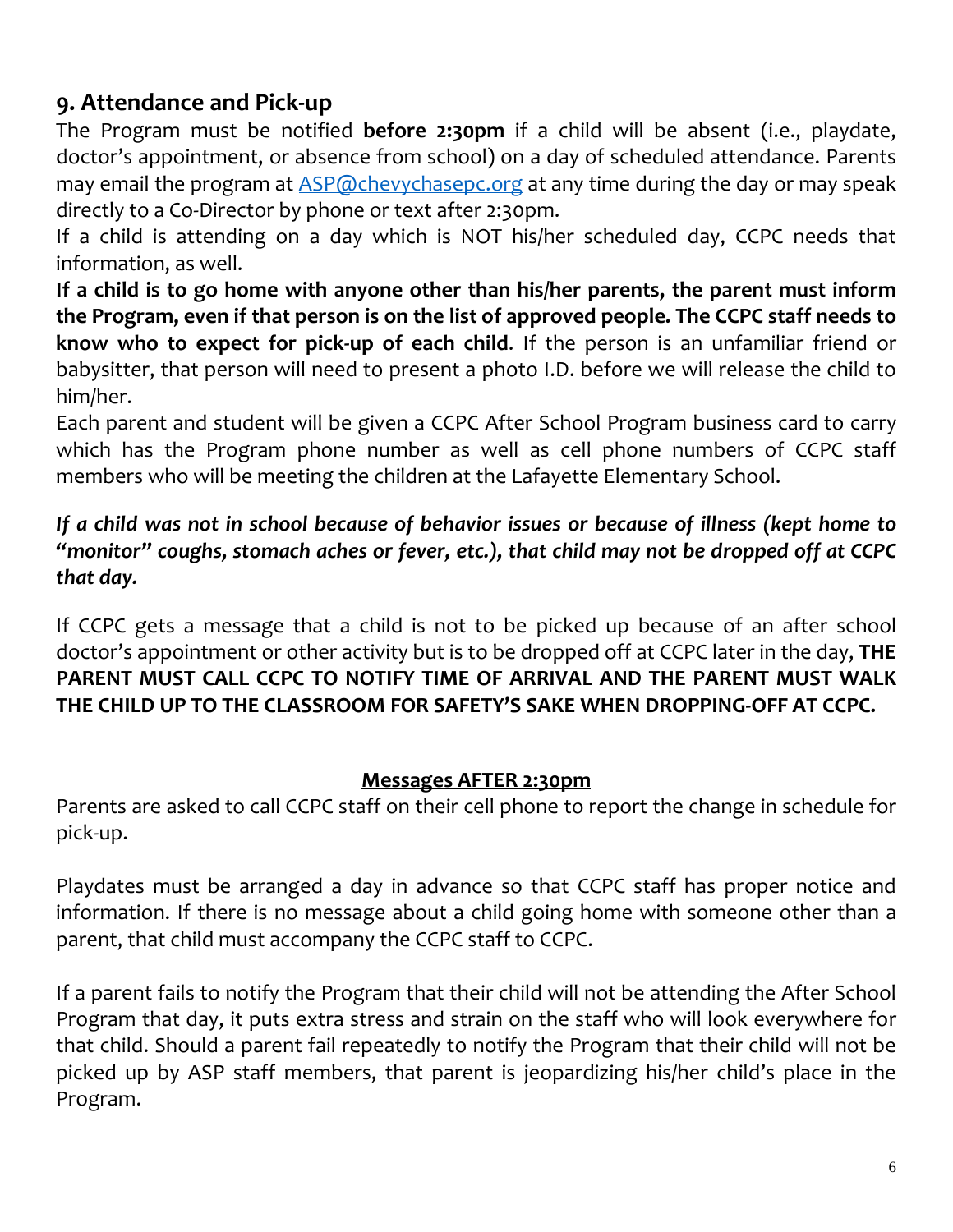## 9. Attendance and Pick-up

The Program must be notified **before 2:30pm** if a child will be absent (i.e., playdate, doctor's appointment, or absence from school) on a day of scheduled attendance. Parents may email the program at ASP@chevychasepc.org at any time during the day or may speak directly to a Co-Director by phone or text after 2:30pm.

If a child is attending on a day which is NOT his/her scheduled day, CCPC needs that information, as well.

**If a child is to go home with anyone other than his/her parents, the parent must inform the Program, even if that person is on the list of approved people. The CCPC staff needs to know who to expect for pick-up of each child**. If the person is an unfamiliar friend or babysitter, that person will need to present a photo I.D. before we will release the child to him/her.

Each parent and student will be given a CCPC After School Program business card to carry which has the Program phone number as well as cell phone numbers of CCPC staff members who will be meeting the children at the Lafayette Elementary School.

***If a child was not in school because of behavior issues or because of illness (kept home to "monitor" coughs, stomach aches or fever, etc.), that child may not be dropped off at CCPC that day.***

If CCPC gets a message that a child is not to be picked up because of an after school doctor's appointment or other activity but is to be dropped off at CCPC later in the day, **THE PARENT MUST CALL CCPC TO NOTIFY TIME OF ARRIVAL AND THE PARENT MUST WALK THE CHILD UP TO THE CLASSROOM FOR SAFETY'S SAKE WHEN DROPPING-OFF AT CCPC.**

**Messages AFTER 2:30pm**

Parents are asked to call CCPC staff on their cell phone to report the change in schedule for pick-up.

Playdates must be arranged a day in advance so that CCPC staff has proper notice and information. If there is no message about a child going home with someone other than a parent, that child must accompany the CCPC staff to CCPC.

If a parent fails to notify the Program that their child will not be attending the After School Program that day, it puts extra stress and strain on the staff who will look everywhere for that child. Should a parent fail repeatedly to notify the Program that their child will not be picked up by ASP staff members, that parent is jeopardizing his/her child's place in the Program.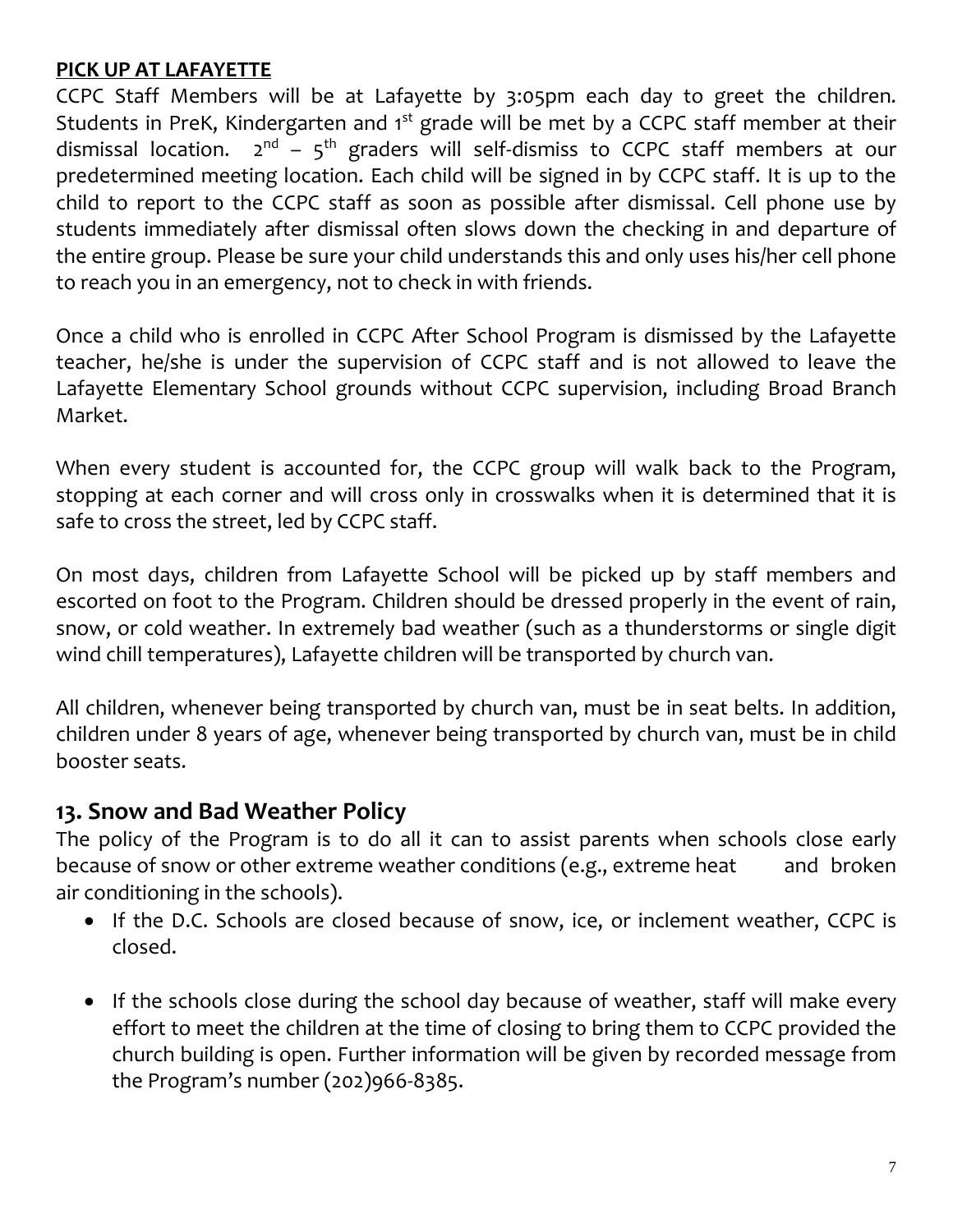**PICK UP AT LAFAYETTE**

CCPC Staff Members will be at Lafayette by 3:05pm each day to greet the children. Students in PreK, Kindergarten and 1st grade will be met by a CCPC staff member at their dismissal location. 2nd – 5th graders will self-dismiss to CCPC staff members at our predetermined meeting location. Each child will be signed in by CCPC staff. It is up to the child to report to the CCPC staff as soon as possible after dismissal. Cell phone use by students immediately after dismissal often slows down the checking in and departure of the entire group. Please be sure your child understands this and only uses his/her cell phone to reach you in an emergency, not to check in with friends.

Once a child who is enrolled in CCPC After School Program is dismissed by the Lafayette teacher, he/she is under the supervision of CCPC staff and is not allowed to leave the Lafayette Elementary School grounds without CCPC supervision, including Broad Branch Market.

When every student is accounted for, the CCPC group will walk back to the Program, stopping at each corner and will cross only in crosswalks when it is determined that it is safe to cross the street, led by CCPC staff.

On most days, children from Lafayette School will be picked up by staff members and escorted on foot to the Program. Children should be dressed properly in the event of rain, snow, or cold weather. In extremely bad weather (such as a thunderstorms or single digit wind chill temperatures), Lafayette children will be transported by church van.

All children, whenever being transported by church van, must be in seat belts. In addition, children under 8 years of age, whenever being transported by church van, must be in child booster seats.

## 13. Snow and Bad Weather Policy

The policy of the Program is to do all it can to assist parents when schools close early because of snow or other extreme weather conditions (e.g., extreme heat and broken air conditioning in the schools).

- If the D.C. Schools are closed because of snow, ice, or inclement weather, CCPC is closed.

- If the schools close during the school day because of weather, staff will make every effort to meet the children at the time of closing to bring them to CCPC provided the church building is open. Further information will be given by recorded message from the Program's number (202)966-8385.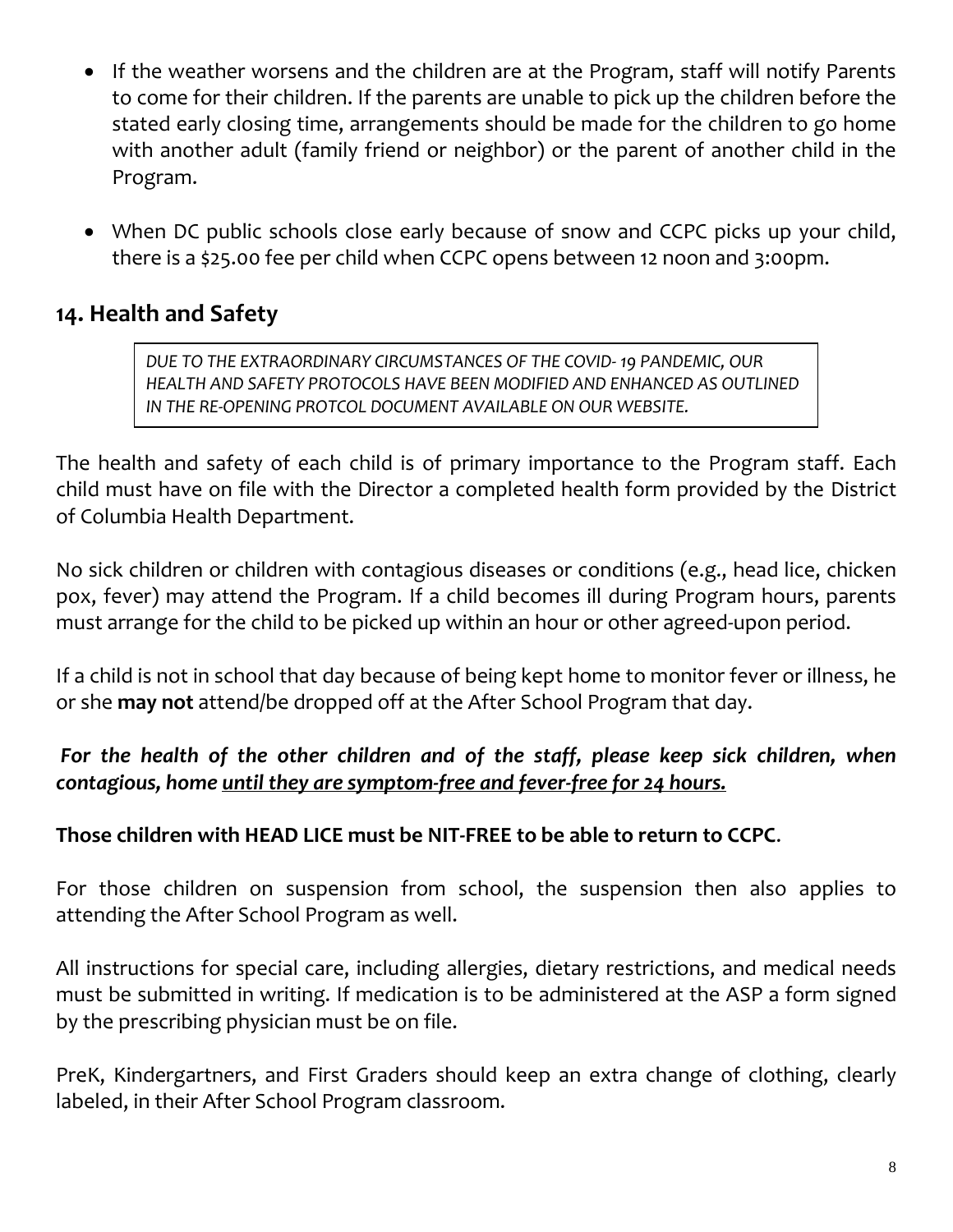- If the weather worsens and the children are at the Program, staff will notify Parents to come for their children. If the parents are unable to pick up the children before the stated early closing time, arrangements should be made for the children to go home with another adult (family friend or neighbor) or the parent of another child in the Program.
- When DC public schools close early because of snow and CCPC picks up your child, there is a $25.00 fee per child when CCPC opens between 12 noon and 3:00pm.

## 14. Health and Safety

> *DUE TO THE EXTRAORDINARY CIRCUMSTANCES OF THE COVID- 19 PANDEMIC, OUR HEALTH AND SAFETY PROTOCOLS HAVE BEEN MODIFIED AND ENHANCED AS OUTLINED IN THE RE-OPENING PROTCOL DOCUMENT AVAILABLE ON OUR WEBSITE.*

The health and safety of each child is of primary importance to the Program staff. Each child must have on file with the Director a completed health form provided by the District of Columbia Health Department.

No sick children or children with contagious diseases or conditions (e.g., head lice, chicken pox, fever) may attend the Program. If a child becomes ill during Program hours, parents must arrange for the child to be picked up within an hour or other agreed-upon period.

If a child is not in school that day because of being kept home to monitor fever or illness, he or she **may not** attend/be dropped off at the After School Program that day.

***For the health of the other children and of the staff, please keep sick children, when contagious, home <u>until they are symptom-free and fever-free for 24 hours.</u>***

**Those children with HEAD LICE must be NIT-FREE to be able to return to CCPC**.

For those children on suspension from school, the suspension then also applies to attending the After School Program as well.

All instructions for special care, including allergies, dietary restrictions, and medical needs must be submitted in writing. If medication is to be administered at the ASP a form signed by the prescribing physician must be on file.

PreK, Kindergartners, and First Graders should keep an extra change of clothing, clearly labeled, in their After School Program classroom.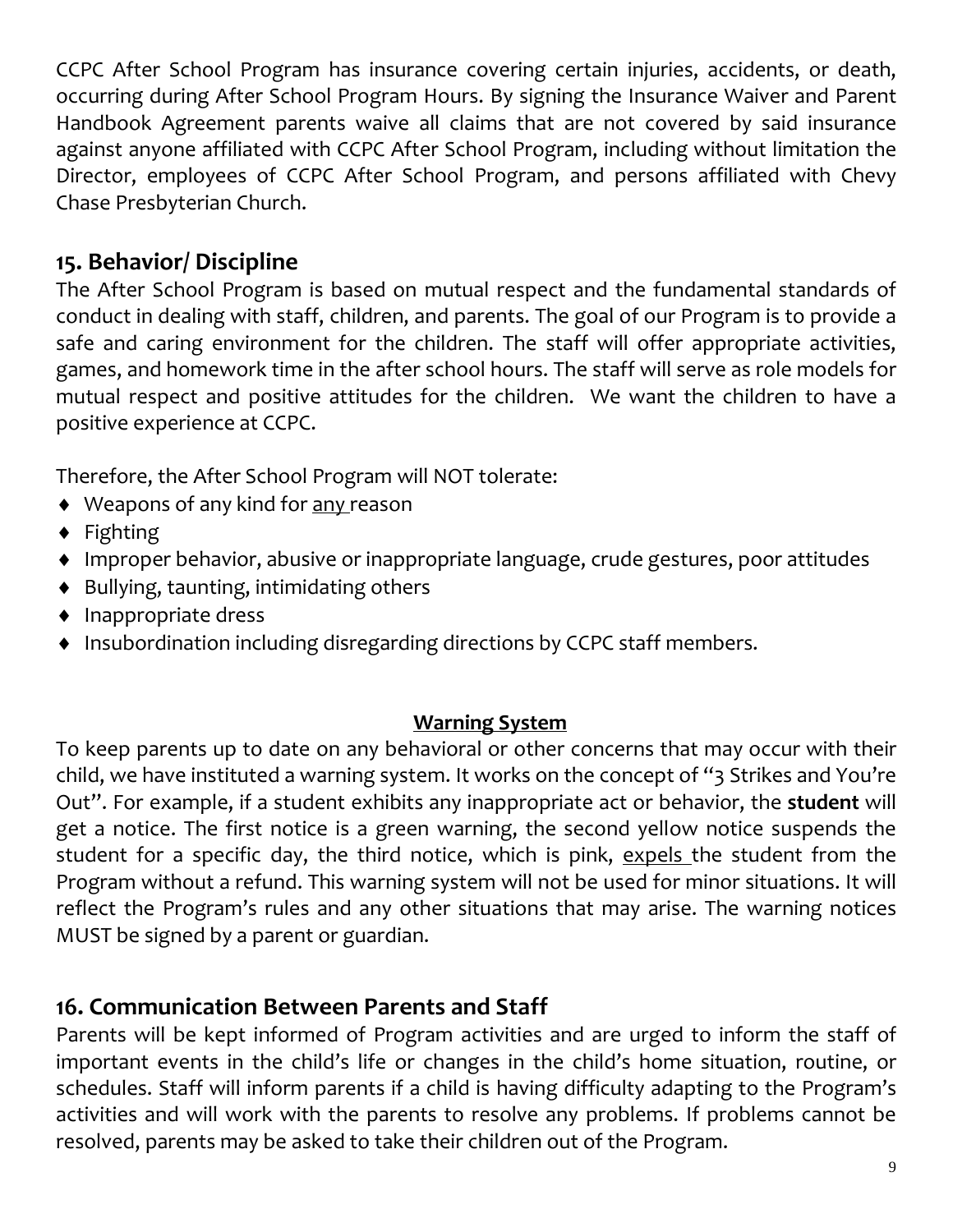CCPC After School Program has insurance covering certain injuries, accidents, or death, occurring during After School Program Hours. By signing the Insurance Waiver and Parent Handbook Agreement parents waive all claims that are not covered by said insurance against anyone affiliated with CCPC After School Program, including without limitation the Director, employees of CCPC After School Program, and persons affiliated with Chevy Chase Presbyterian Church.

## 15. Behavior/ Discipline

The After School Program is based on mutual respect and the fundamental standards of conduct in dealing with staff, children, and parents. The goal of our Program is to provide a safe and caring environment for the children. The staff will offer appropriate activities, games, and homework time in the after school hours. The staff will serve as role models for mutual respect and positive attitudes for the children. We want the children to have a positive experience at CCPC.

Therefore, the After School Program will NOT tolerate:

- Weapons of any kind for <u>any</u> reason
- Fighting
- Improper behavior, abusive or inappropriate language, crude gestures, poor attitudes
- Bullying, taunting, intimidating others
- Inappropriate dress
- Insubordination including disregarding directions by CCPC staff members.

**<u>Warning System</u>**

To keep parents up to date on any behavioral or other concerns that may occur with their child, we have instituted a warning system. It works on the concept of "3 Strikes and You're Out". For example, if a student exhibits any inappropriate act or behavior, the **student** will get a notice. The first notice is a green warning, the second yellow notice suspends the student for a specific day, the third notice, which is pink, <u>expels</u> the student from the Program without a refund. This warning system will not be used for minor situations. It will reflect the Program's rules and any other situations that may arise. The warning notices MUST be signed by a parent or guardian.

## 16. Communication Between Parents and Staff

Parents will be kept informed of Program activities and are urged to inform the staff of important events in the child's life or changes in the child's home situation, routine, or schedules. Staff will inform parents if a child is having difficulty adapting to the Program's activities and will work with the parents to resolve any problems. If problems cannot be resolved, parents may be asked to take their children out of the Program.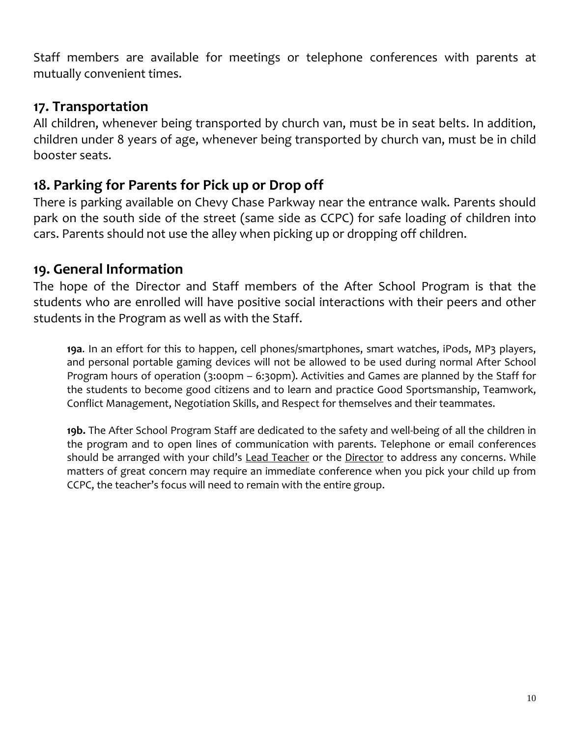Staff members are available for meetings or telephone conferences with parents at mutually convenient times.

## 17. Transportation

All children, whenever being transported by church van, must be in seat belts. In addition, children under 8 years of age, whenever being transported by church van, must be in child booster seats.

## 18. Parking for Parents for Pick up or Drop off

There is parking available on Chevy Chase Parkway near the entrance walk. Parents should park on the south side of the street (same side as CCPC) for safe loading of children into cars. Parents should not use the alley when picking up or dropping off children.

## 19. General Information

The hope of the Director and Staff members of the After School Program is that the students who are enrolled will have positive social interactions with their peers and other students in the Program as well as with the Staff.

**19a**. In an effort for this to happen, cell phones/smartphones, smart watches, iPods, MP3 players, and personal portable gaming devices will not be allowed to be used during normal After School Program hours of operation (3:00pm – 6:30pm). Activities and Games are planned by the Staff for the students to become good citizens and to learn and practice Good Sportsmanship, Teamwork, Conflict Management, Negotiation Skills, and Respect for themselves and their teammates.

**19b.** The After School Program Staff are dedicated to the safety and well-being of all the children in the program and to open lines of communication with parents. Telephone or email conferences should be arranged with your child's Lead Teacher or the Director to address any concerns. While matters of great concern may require an immediate conference when you pick your child up from CCPC, the teacher's focus will need to remain with the entire group.